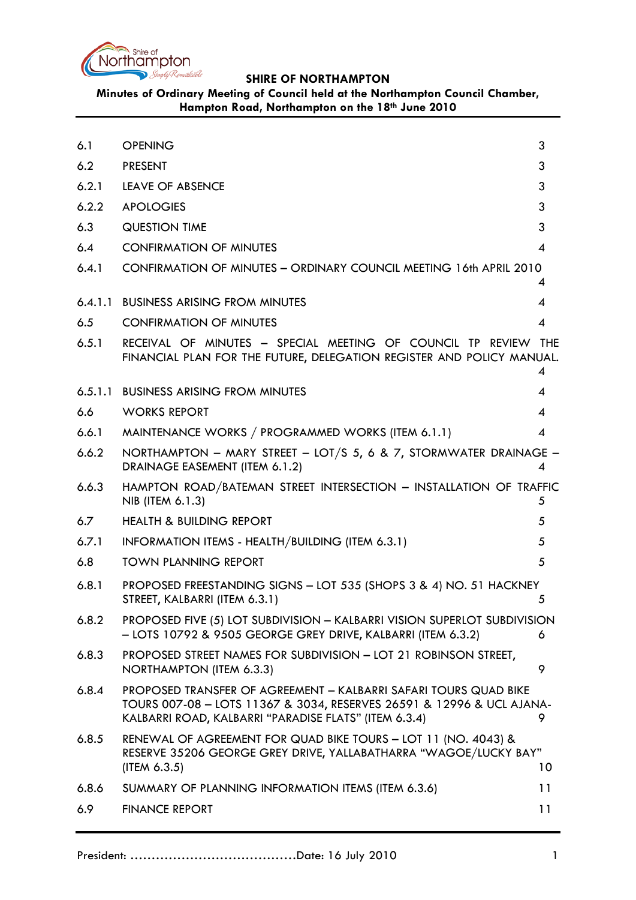**SHIRE OF NORTHAMPTON**

**Minutes of Ordinary Meeting of Council held at the Northampton Council Chamber, Hampton Road, Northampton on the 18th June 2010**

| | | |
|---|---|---|
| 6.1 | OPENING | 3 |
| 6.2 | PRESENT | 3 |
| 6.2.1 | LEAVE OF ABSENCE | 3 |
| 6.2.2 | APOLOGIES | 3 |
| 6.3 | QUESTION TIME | 3 |
| 6.4 | CONFIRMATION OF MINUTES | 4 |
| 6.4.1 | CONFIRMATION OF MINUTES – ORDINARY COUNCIL MEETING 16th APRIL 2010 | 4 |
| 6.4.1.1 | BUSINESS ARISING FROM MINUTES | 4 |
| 6.5 | CONFIRMATION OF MINUTES | 4 |
| 6.5.1 | RECEIVAL OF MINUTES – SPECIAL MEETING OF COUNCIL TP REVIEW THE FINANCIAL PLAN FOR THE FUTURE, DELEGATION REGISTER AND POLICY MANUAL. | 4 |
| 6.5.1.1 | BUSINESS ARISING FROM MINUTES | 4 |
| 6.6 | WORKS REPORT | 4 |
| 6.6.1 | MAINTENANCE WORKS / PROGRAMMED WORKS (ITEM 6.1.1) | 4 |
| 6.6.2 | NORTHAMPTON – MARY STREET – LOT/S 5, 6 & 7, STORMWATER DRAINAGE – DRAINAGE EASEMENT (ITEM 6.1.2) | 4 |
| 6.6.3 | HAMPTON ROAD/BATEMAN STREET INTERSECTION – INSTALLATION OF TRAFFIC NIB (ITEM 6.1.3) | 5 |
| 6.7 | HEALTH & BUILDING REPORT | 5 |
| 6.7.1 | INFORMATION ITEMS - HEALTH/BUILDING (ITEM 6.3.1) | 5 |
| 6.8 | TOWN PLANNING REPORT | 5 |
| 6.8.1 | PROPOSED FREESTANDING SIGNS – LOT 535 (SHOPS 3 & 4) NO. 51 HACKNEY STREET, KALBARRI (ITEM 6.3.1) | 5 |
| 6.8.2 | PROPOSED FIVE (5) LOT SUBDIVISION – KALBARRI VISION SUPERLOT SUBDIVISION – LOTS 10792 & 9505 GEORGE GREY DRIVE, KALBARRI (ITEM 6.3.2) | 6 |
| 6.8.3 | PROPOSED STREET NAMES FOR SUBDIVISION – LOT 21 ROBINSON STREET, NORTHAMPTON (ITEM 6.3.3) | 9 |
| 6.8.4 | PROPOSED TRANSFER OF AGREEMENT – KALBARRI SAFARI TOURS QUAD BIKE TOURS 007-08 – LOTS 11367 & 3034, RESERVES 26591 & 12996 & UCL AJANA-KALBARRI ROAD, KALBARRI "PARADISE FLATS" (ITEM 6.3.4) | 9 |
| 6.8.5 | RENEWAL OF AGREEMENT FOR QUAD BIKE TOURS – LOT 11 (NO. 4043) & RESERVE 35206 GEORGE GREY DRIVE, YALLABATHARRA "WAGOE/LUCKY BAY" (ITEM 6.3.5) | 10 |
| 6.8.6 | SUMMARY OF PLANNING INFORMATION ITEMS (ITEM 6.3.6) | 11 |
| 6.9 | FINANCE REPORT | 11 |

President: ……………………………….Date: 16 July 2010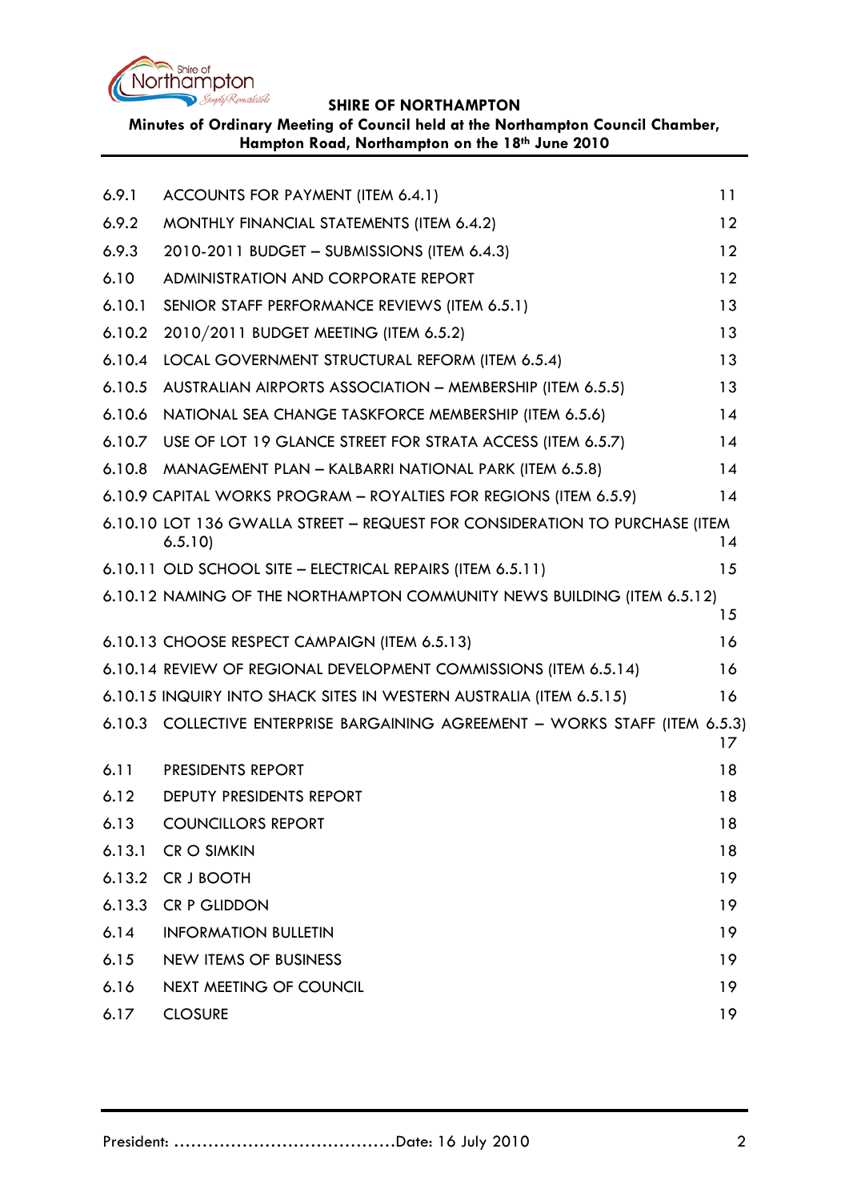| | | |
|---|---|---|
| 6.9.1 | ACCOUNTS FOR PAYMENT (ITEM 6.4.1) | 11 |
| 6.9.2 | MONTHLY FINANCIAL STATEMENTS (ITEM 6.4.2) | 12 |
| 6.9.3 | 2010-2011 BUDGET – SUBMISSIONS (ITEM 6.4.3) | 12 |
| 6.10 | ADMINISTRATION AND CORPORATE REPORT | 12 |
| 6.10.1 | SENIOR STAFF PERFORMANCE REVIEWS (ITEM 6.5.1) | 13 |
| 6.10.2 | 2010/2011 BUDGET MEETING (ITEM 6.5.2) | 13 |
| 6.10.4 | LOCAL GOVERNMENT STRUCTURAL REFORM (ITEM 6.5.4) | 13 |
| 6.10.5 | AUSTRALIAN AIRPORTS ASSOCIATION – MEMBERSHIP (ITEM 6.5.5) | 13 |
| 6.10.6 | NATIONAL SEA CHANGE TASKFORCE MEMBERSHIP (ITEM 6.5.6) | 14 |
| 6.10.7 | USE OF LOT 19 GLANCE STREET FOR STRATA ACCESS (ITEM 6.5.7) | 14 |
| 6.10.8 | MANAGEMENT PLAN – KALBARRI NATIONAL PARK (ITEM 6.5.8) | 14 |
| 6.10.9 | CAPITAL WORKS PROGRAM – ROYALTIES FOR REGIONS (ITEM 6.5.9) | 14 |
| 6.10.10 | LOT 136 GWALLA STREET – REQUEST FOR CONSIDERATION TO PURCHASE (ITEM 6.5.10) | 14 |
| 6.10.11 | OLD SCHOOL SITE – ELECTRICAL REPAIRS (ITEM 6.5.11) | 15 |
| 6.10.12 | NAMING OF THE NORTHAMPTON COMMUNITY NEWS BUILDING (ITEM 6.5.12) | 15 |
| 6.10.13 | CHOOSE RESPECT CAMPAIGN (ITEM 6.5.13) | 16 |
| 6.10.14 | REVIEW OF REGIONAL DEVELOPMENT COMMISSIONS (ITEM 6.5.14) | 16 |
| 6.10.15 | INQUIRY INTO SHACK SITES IN WESTERN AUSTRALIA (ITEM 6.5.15) | 16 |
| 6.10.3 | COLLECTIVE ENTERPRISE BARGAINING AGREEMENT – WORKS STAFF (ITEM 6.5.3) | 17 |
| 6.11 | PRESIDENTS REPORT | 18 |
| 6.12 | DEPUTY PRESIDENTS REPORT | 18 |
| 6.13 | COUNCILLORS REPORT | 18 |
| 6.13.1 | CR O SIMKIN | 18 |
| 6.13.2 | CR J BOOTH | 19 |
| 6.13.3 | CR P GLIDDON | 19 |
| 6.14 | INFORMATION BULLETIN | 19 |
| 6.15 | NEW ITEMS OF BUSINESS | 19 |
| 6.16 | NEXT MEETING OF COUNCIL | 19 |
| 6.17 | CLOSURE | 19 |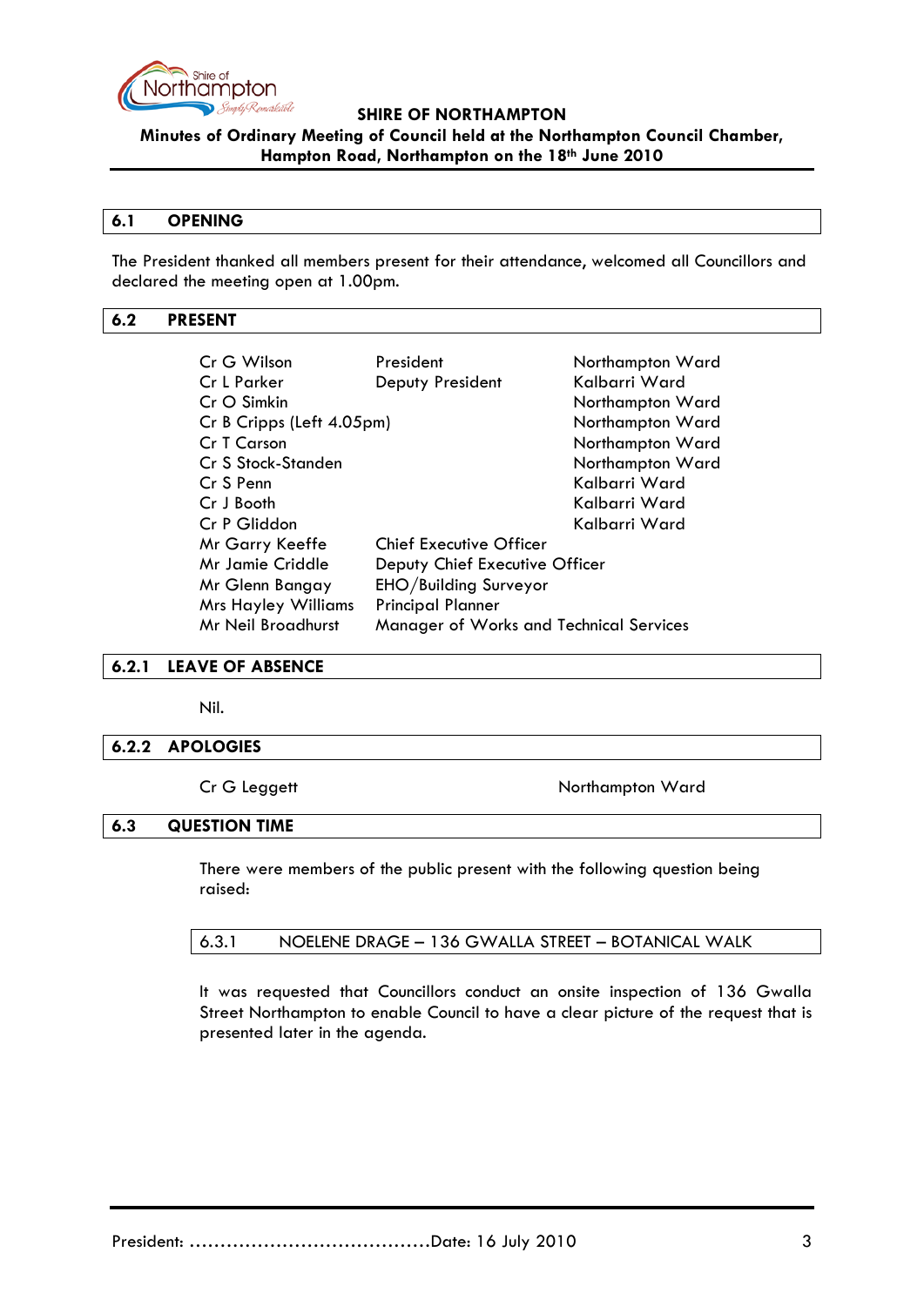## 6.1 OPENING

The President thanked all members present for their attendance, welcomed all Councillors and declared the meeting open at 1.00pm.

## 6.2 PRESENT

| | | |
|---|---|---|
| Cr G Wilson | President | Northampton Ward |
| Cr L Parker | Deputy President | Kalbarri Ward |
| Cr O Simkin | | Northampton Ward |
| Cr B Cripps (Left 4.05pm) | | Northampton Ward |
| Cr T Carson | | Northampton Ward |
| Cr S Stock-Standen | | Northampton Ward |
| Cr S Penn | | Kalbarri Ward |
| Cr J Booth | | Kalbarri Ward |
| Cr P Gliddon | | Kalbarri Ward |
| Mr Garry Keeffe | Chief Executive Officer | |
| Mr Jamie Criddle | Deputy Chief Executive Officer | |
| Mr Glenn Bangay | EHO/Building Surveyor | |
| Mrs Hayley Williams | Principal Planner | |
| Mr Neil Broadhurst | Manager of Works and Technical Services | |

### 6.2.1 LEAVE OF ABSENCE

Nil.

### 6.2.2 APOLOGIES

Cr G Leggett — Northampton Ward

## 6.3 QUESTION TIME

There were members of the public present with the following question being raised:

### 6.3.1 NOELENE DRAGE – 136 GWALLA STREET – BOTANICAL WALK

It was requested that Councillors conduct an onsite inspection of 136 Gwalla Street Northampton to enable Council to have a clear picture of the request that is presented later in the agenda.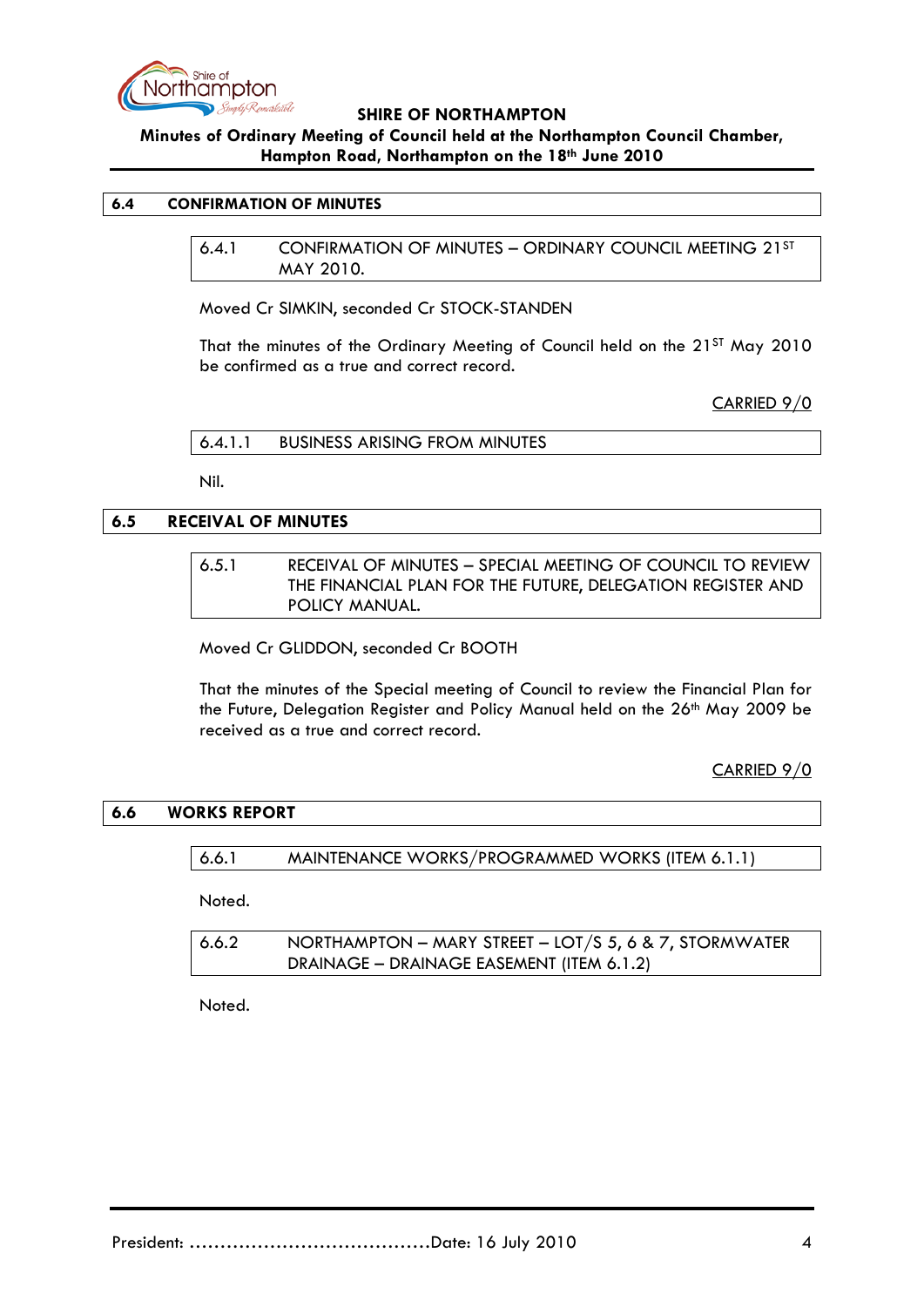## 6.4 CONFIRMATION OF MINUTES

### 6.4.1 CONFIRMATION OF MINUTES – ORDINARY COUNCIL MEETING 21ST MAY 2010.

Moved Cr SIMKIN, seconded Cr STOCK-STANDEN

That the minutes of the Ordinary Meeting of Council held on the 21ST May 2010 be confirmed as a true and correct record.

CARRIED 9/0

### 6.4.1.1 BUSINESS ARISING FROM MINUTES

Nil.

## 6.5 RECEIVAL OF MINUTES

### 6.5.1 RECEIVAL OF MINUTES – SPECIAL MEETING OF COUNCIL TO REVIEW THE FINANCIAL PLAN FOR THE FUTURE, DELEGATION REGISTER AND POLICY MANUAL.

Moved Cr GLIDDON, seconded Cr BOOTH

That the minutes of the Special meeting of Council to review the Financial Plan for the Future, Delegation Register and Policy Manual held on the 26th May 2009 be received as a true and correct record.

CARRIED 9/0

## 6.6 WORKS REPORT

### 6.6.1 MAINTENANCE WORKS/PROGRAMMED WORKS (ITEM 6.1.1)

Noted.

### 6.6.2 NORTHAMPTON – MARY STREET – LOT/S 5, 6 & 7, STORMWATER DRAINAGE – DRAINAGE EASEMENT (ITEM 6.1.2)

Noted.

President: ......................................Date: 16 July 2010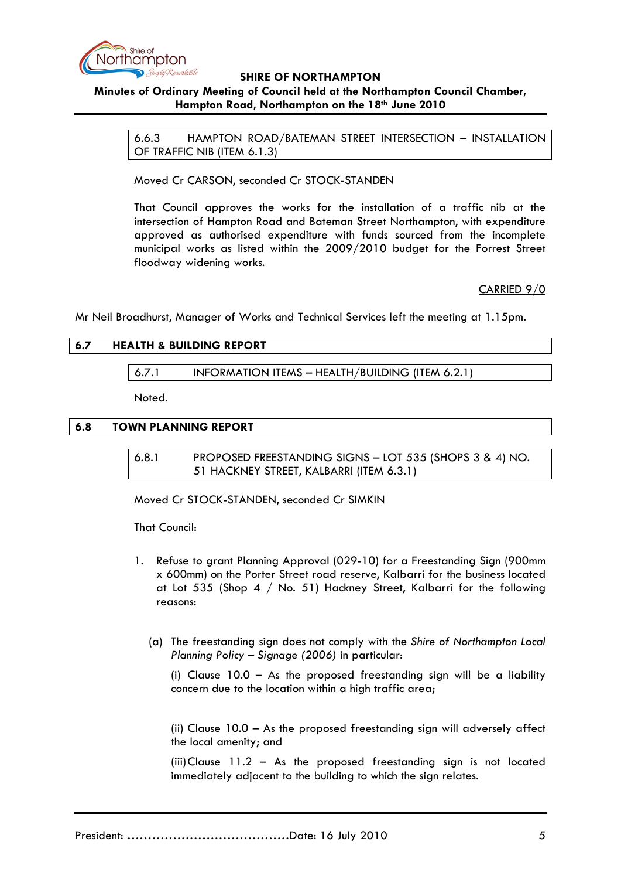6.6.3 HAMPTON ROAD/BATEMAN STREET INTERSECTION – INSTALLATION OF TRAFFIC NIB (ITEM 6.1.3)

Moved Cr CARSON, seconded Cr STOCK-STANDEN

That Council approves the works for the installation of a traffic nib at the intersection of Hampton Road and Bateman Street Northampton, with expenditure approved as authorised expenditure with funds sourced from the incomplete municipal works as listed within the 2009/2010 budget for the Forrest Street floodway widening works.

CARRIED 9/0

Mr Neil Broadhurst, Manager of Works and Technical Services left the meeting at 1.15pm.

## 6.7 HEALTH & BUILDING REPORT

6.7.1 INFORMATION ITEMS – HEALTH/BUILDING (ITEM 6.2.1)

Noted.

## 6.8 TOWN PLANNING REPORT

6.8.1 PROPOSED FREESTANDING SIGNS – LOT 535 (SHOPS 3 & 4) NO. 51 HACKNEY STREET, KALBARRI (ITEM 6.3.1)

Moved Cr STOCK-STANDEN, seconded Cr SIMKIN

That Council:

1. Refuse to grant Planning Approval (029-10) for a Freestanding Sign (900mm x 600mm) on the Porter Street road reserve, Kalbarri for the business located at Lot 535 (Shop 4 / No. 51) Hackney Street, Kalbarri for the following reasons:

   (a) The freestanding sign does not comply with the *Shire of Northampton Local Planning Policy – Signage (2006)* in particular:

   (i) Clause 10.0 – As the proposed freestanding sign will be a liability concern due to the location within a high traffic area;

   (ii) Clause 10.0 – As the proposed freestanding sign will adversely affect the local amenity; and

   (iii) Clause 11.2 – As the proposed freestanding sign is not located immediately adjacent to the building to which the sign relates.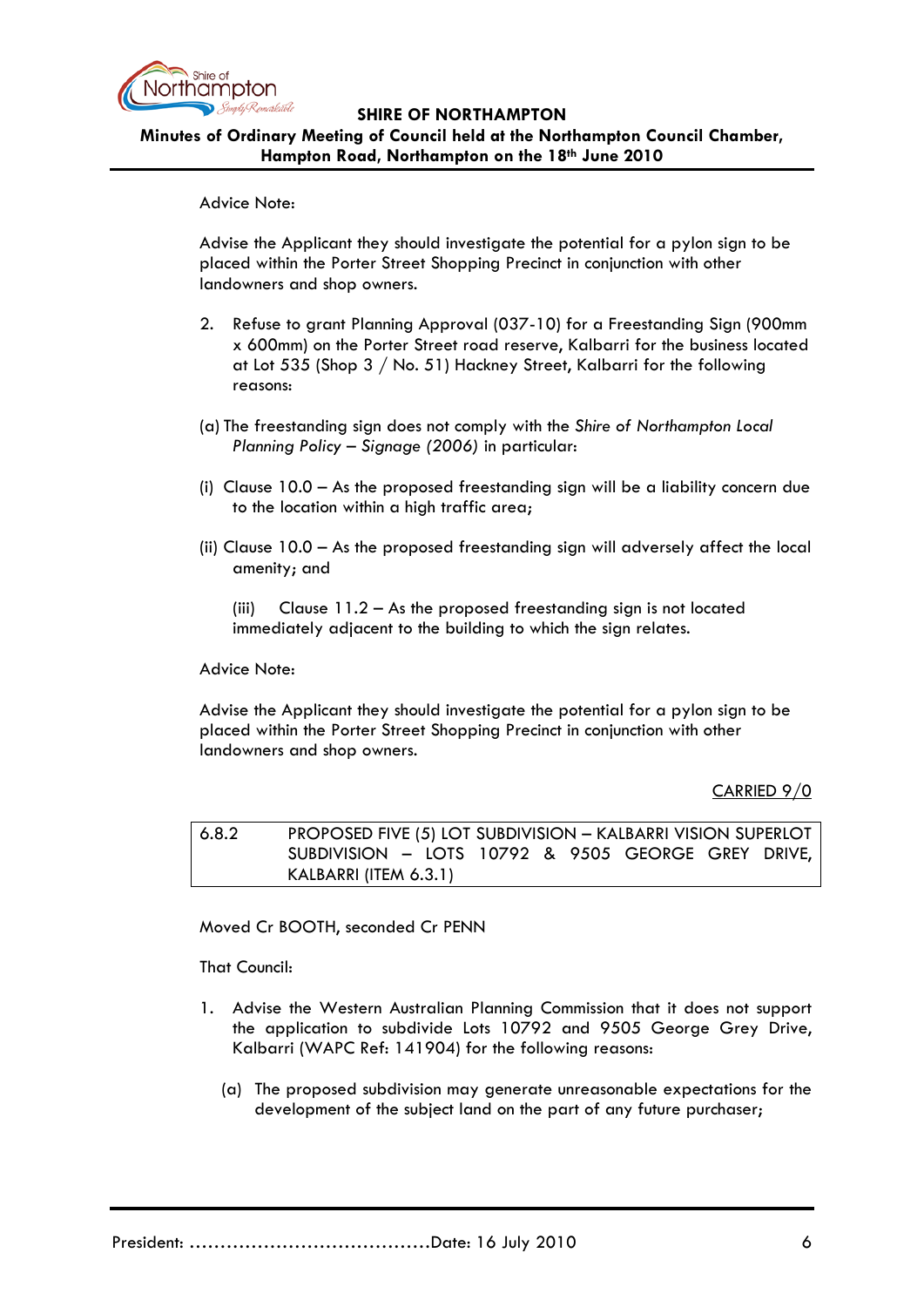Advice Note:

Advise the Applicant they should investigate the potential for a pylon sign to be placed within the Porter Street Shopping Precinct in conjunction with other landowners and shop owners.

2. Refuse to grant Planning Approval (037-10) for a Freestanding Sign (900mm x 600mm) on the Porter Street road reserve, Kalbarri for the business located at Lot 535 (Shop 3 / No. 51) Hackney Street, Kalbarri for the following reasons:

(a) The freestanding sign does not comply with the *Shire of Northampton Local Planning Policy – Signage (2006)* in particular:

(i) Clause 10.0 – As the proposed freestanding sign will be a liability concern due to the location within a high traffic area;

(ii) Clause 10.0 – As the proposed freestanding sign will adversely affect the local amenity; and

(iii) Clause 11.2 – As the proposed freestanding sign is not located immediately adjacent to the building to which the sign relates.

Advice Note:

Advise the Applicant they should investigate the potential for a pylon sign to be placed within the Porter Street Shopping Precinct in conjunction with other landowners and shop owners.

CARRIED 9/0

| 6.8.2 | PROPOSED FIVE (5) LOT SUBDIVISION – KALBARRI VISION SUPERLOT SUBDIVISION – LOTS 10792 & 9505 GEORGE GREY DRIVE, KALBARRI (ITEM 6.3.1) |
|---|---|

Moved Cr BOOTH, seconded Cr PENN

That Council:

1. Advise the Western Australian Planning Commission that it does not support the application to subdivide Lots 10792 and 9505 George Grey Drive, Kalbarri (WAPC Ref: 141904) for the following reasons:

   (a) The proposed subdivision may generate unreasonable expectations for the development of the subject land on the part of any future purchaser;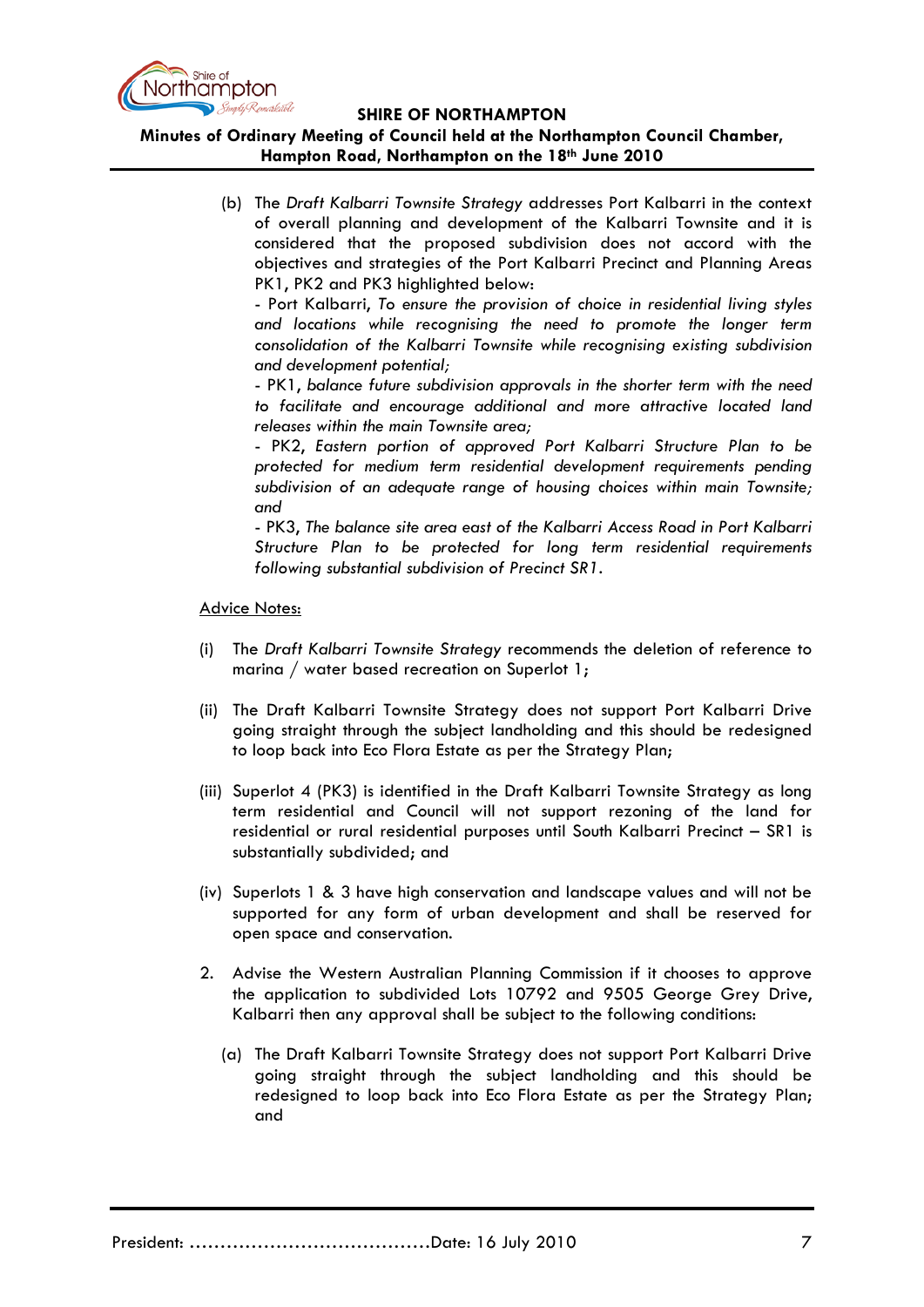(b) The *Draft Kalbarri Townsite Strategy* addresses Port Kalbarri in the context of overall planning and development of the Kalbarri Townsite and it is considered that the proposed subdivision does not accord with the objectives and strategies of the Port Kalbarri Precinct and Planning Areas PK1, PK2 and PK3 highlighted below:

- Port Kalbarri, *To ensure the provision of choice in residential living styles and locations while recognising the need to promote the longer term consolidation of the Kalbarri Townsite while recognising existing subdivision and development potential;*

- PK1, *balance future subdivision approvals in the shorter term with the need to facilitate and encourage additional and more attractive located land releases within the main Townsite area;*

- PK2, *Eastern portion of approved Port Kalbarri Structure Plan to be protected for medium term residential development requirements pending subdivision of an adequate range of housing choices within main Townsite; and*

- PK3, *The balance site area east of the Kalbarri Access Road in Port Kalbarri Structure Plan to be protected for long term residential requirements following substantial subdivision of Precinct SR1.*

<u>Advice Notes:</u>

(i) The *Draft Kalbarri Townsite Strategy* recommends the deletion of reference to marina / water based recreation on Superlot 1;

(ii) The Draft Kalbarri Townsite Strategy does not support Port Kalbarri Drive going straight through the subject landholding and this should be redesigned to loop back into Eco Flora Estate as per the Strategy Plan;

(iii) Superlot 4 (PK3) is identified in the Draft Kalbarri Townsite Strategy as long term residential and Council will not support rezoning of the land for residential or rural residential purposes until South Kalbarri Precinct – SR1 is substantially subdivided; and

(iv) Superlots 1 & 3 have high conservation and landscape values and will not be supported for any form of urban development and shall be reserved for open space and conservation.

2. Advise the Western Australian Planning Commission if it chooses to approve the application to subdivided Lots 10792 and 9505 George Grey Drive, Kalbarri then any approval shall be subject to the following conditions:

   (a) The Draft Kalbarri Townsite Strategy does not support Port Kalbarri Drive going straight through the subject landholding and this should be redesigned to loop back into Eco Flora Estate as per the Strategy Plan; and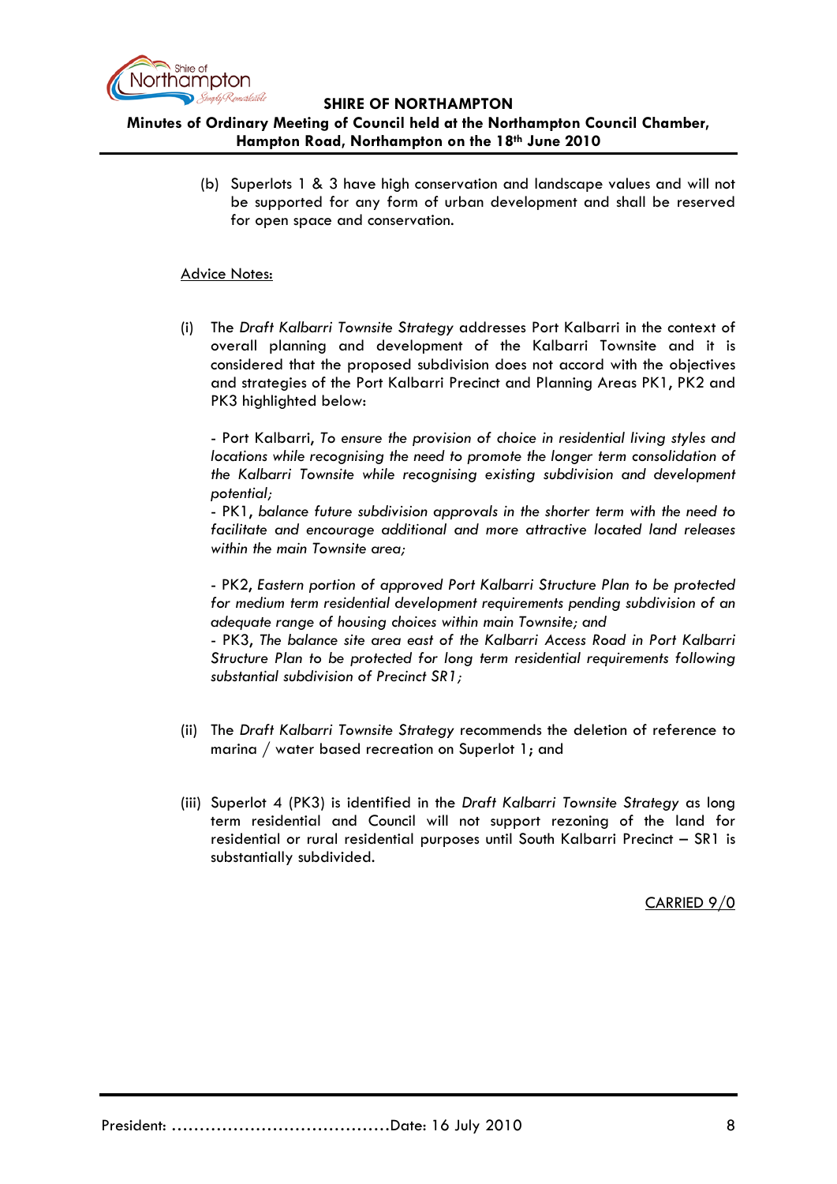(b) Superlots 1 & 3 have high conservation and landscape values and will not be supported for any form of urban development and shall be reserved for open space and conservation.

Advice Notes:

(i) The *Draft Kalbarri Townsite Strategy* addresses Port Kalbarri in the context of overall planning and development of the Kalbarri Townsite and it is considered that the proposed subdivision does not accord with the objectives and strategies of the Port Kalbarri Precinct and Planning Areas PK1, PK2 and PK3 highlighted below:

- Port Kalbarri, *To ensure the provision of choice in residential living styles and locations while recognising the need to promote the longer term consolidation of the Kalbarri Townsite while recognising existing subdivision and development potential;*
- PK1, *balance future subdivision approvals in the shorter term with the need to facilitate and encourage additional and more attractive located land releases within the main Townsite area;*

- PK2, *Eastern portion of approved Port Kalbarri Structure Plan to be protected for medium term residential development requirements pending subdivision of an adequate range of housing choices within main Townsite; and*
- PK3, *The balance site area east of the Kalbarri Access Road in Port Kalbarri Structure Plan to be protected for long term residential requirements following substantial subdivision of Precinct SR1;*

(ii) The *Draft Kalbarri Townsite Strategy* recommends the deletion of reference to marina / water based recreation on Superlot 1; and

(iii) Superlot 4 (PK3) is identified in the *Draft Kalbarri Townsite Strategy* as long term residential and Council will not support rezoning of the land for residential or rural residential purposes until South Kalbarri Precinct – SR1 is substantially subdivided.

CARRIED 9/0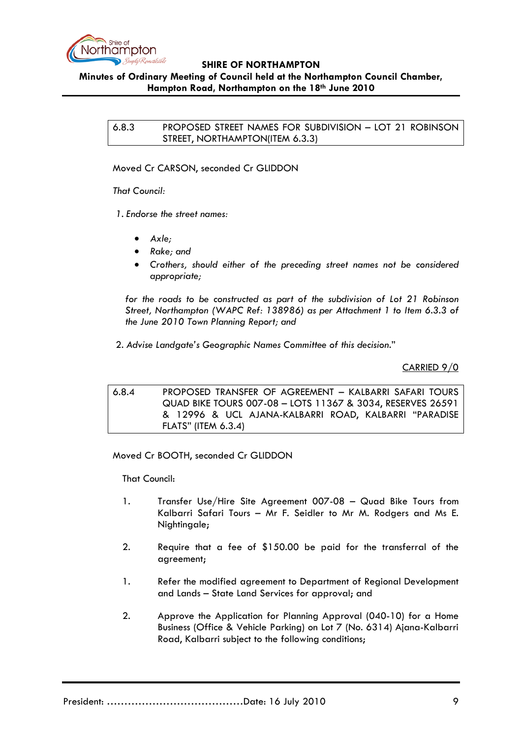| 6.8.3 | PROPOSED STREET NAMES FOR SUBDIVISION – LOT 21 ROBINSON STREET, NORTHAMPTON(ITEM 6.3.3) |
|---|---|

Moved Cr CARSON, seconded Cr GLIDDON

*That Council:*

1. *Endorse the street names:*

   - *Axle;*
   - *Rake; and*
   - *Crothers, should either of the preceding street names not be considered appropriate;*

   *for the roads to be constructed as part of the subdivision of Lot 21 Robinson Street, Northampton (WAPC Ref: 138986) as per Attachment 1 to Item 6.3.3 of the June 2010 Town Planning Report; and*

2. *Advise Landgate's Geographic Names Committee of this decision.*"

<u>CARRIED 9/0</u>

| 6.8.4 | PROPOSED TRANSFER OF AGREEMENT – KALBARRI SAFARI TOURS QUAD BIKE TOURS 007-08 – LOTS 11367 & 3034, RESERVES 26591 & 12996 & UCL AJANA-KALBARRI ROAD, KALBARRI "PARADISE FLATS" (ITEM 6.3.4) |
|---|---|

Moved Cr BOOTH, seconded Cr GLIDDON

That Council:

1. Transfer Use/Hire Site Agreement 007-08 – Quad Bike Tours from Kalbarri Safari Tours – Mr F. Seidler to Mr M. Rodgers and Ms E. Nightingale;

2. Require that a fee of $150.00 be paid for the transferral of the agreement;

1. Refer the modified agreement to Department of Regional Development and Lands – State Land Services for approval; and

2. Approve the Application for Planning Approval (040-10) for a Home Business (Office & Vehicle Parking) on Lot 7 (No. 6314) Ajana-Kalbarri Road, Kalbarri subject to the following conditions;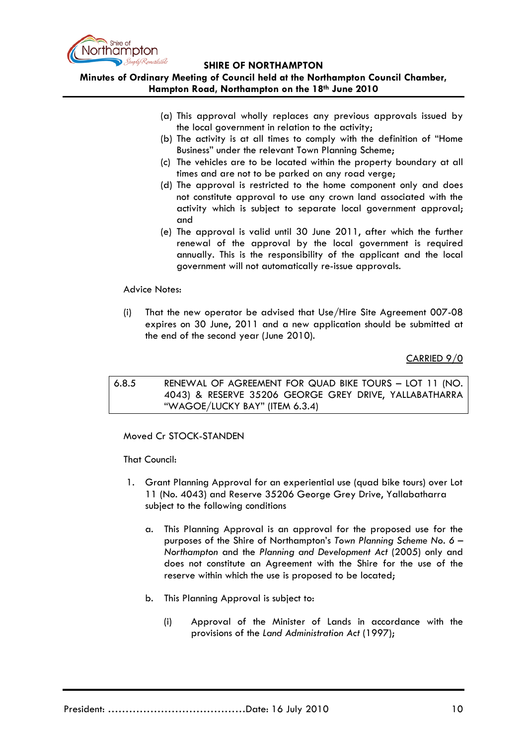(a) This approval wholly replaces any previous approvals issued by the local government in relation to the activity;
(b) The activity is at all times to comply with the definition of "Home Business" under the relevant Town Planning Scheme;
(c) The vehicles are to be located within the property boundary at all times and are not to be parked on any road verge;
(d) The approval is restricted to the home component only and does not constitute approval to use any crown land associated with the activity which is subject to separate local government approval; and
(e) The approval is valid until 30 June 2011, after which the further renewal of the approval by the local government is required annually. This is the responsibility of the applicant and the local government will not automatically re-issue approvals.

Advice Notes:

(i) That the new operator be advised that Use/Hire Site Agreement 007-08 expires on 30 June, 2011 and a new application should be submitted at the end of the second year (June 2010).

<u>CARRIED 9/0</u>

| 6.8.5 | RENEWAL OF AGREEMENT FOR QUAD BIKE TOURS – LOT 11 (NO. 4043) & RESERVE 35206 GEORGE GREY DRIVE, YALLABATHARRA "WAGOE/LUCKY BAY" (ITEM 6.3.4) |
|---|---|

Moved Cr STOCK-STANDEN

That Council:

1. Grant Planning Approval for an experiential use (quad bike tours) over Lot 11 (No. 4043) and Reserve 35206 George Grey Drive, Yallabatharra subject to the following conditions

   a. This Planning Approval is an approval for the proposed use for the purposes of the Shire of Northampton's *Town Planning Scheme No. 6 – Northampton* and the *Planning and Development Act* (2005) only and does not constitute an Agreement with the Shire for the use of the reserve within which the use is proposed to be located;

   b. This Planning Approval is subject to:

      (i) Approval of the Minister of Lands in accordance with the provisions of the *Land Administration Act* (1997);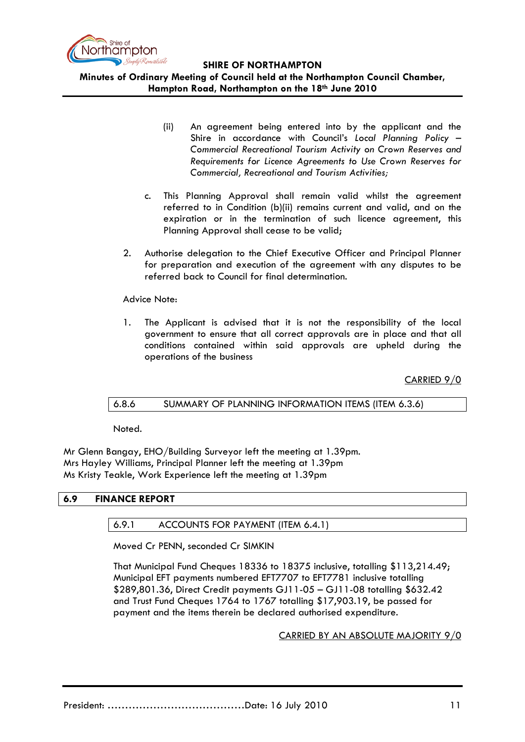(ii) An agreement being entered into by the applicant and the Shire in accordance with Council's *Local Planning Policy – Commercial Recreational Tourism Activity on Crown Reserves and Requirements for Licence Agreements to Use Crown Reserves for Commercial, Recreational and Tourism Activities;*

c. This Planning Approval shall remain valid whilst the agreement referred to in Condition (b)(ii) remains current and valid, and on the expiration or in the termination of such licence agreement, this Planning Approval shall cease to be valid;

2. Authorise delegation to the Chief Executive Officer and Principal Planner for preparation and execution of the agreement with any disputes to be referred back to Council for final determination.

Advice Note:

1. The Applicant is advised that it is not the responsibility of the local government to ensure that all correct approvals are in place and that all conditions contained within said approvals are upheld during the operations of the business

CARRIED 9/0

### 6.8.6 SUMMARY OF PLANNING INFORMATION ITEMS (ITEM 6.3.6)

Noted.

Mr Glenn Bangay, EHO/Building Surveyor left the meeting at 1.39pm.
Mrs Hayley Williams, Principal Planner left the meeting at 1.39pm
Ms Kristy Teakle, Work Experience left the meeting at 1.39pm

## 6.9 FINANCE REPORT

### 6.9.1 ACCOUNTS FOR PAYMENT (ITEM 6.4.1)

Moved Cr PENN, seconded Cr SIMKIN

That Municipal Fund Cheques 18336 to 18375 inclusive, totalling $113,214.49; Municipal EFT payments numbered EFT7707 to EFT7781 inclusive totalling $289,801.36, Direct Credit payments GJ11-05 – GJ11-08 totalling $632.42 and Trust Fund Cheques 1764 to 1767 totalling $17,903.19, be passed for payment and the items therein be declared authorised expenditure.

CARRIED BY AN ABSOLUTE MAJORITY 9/0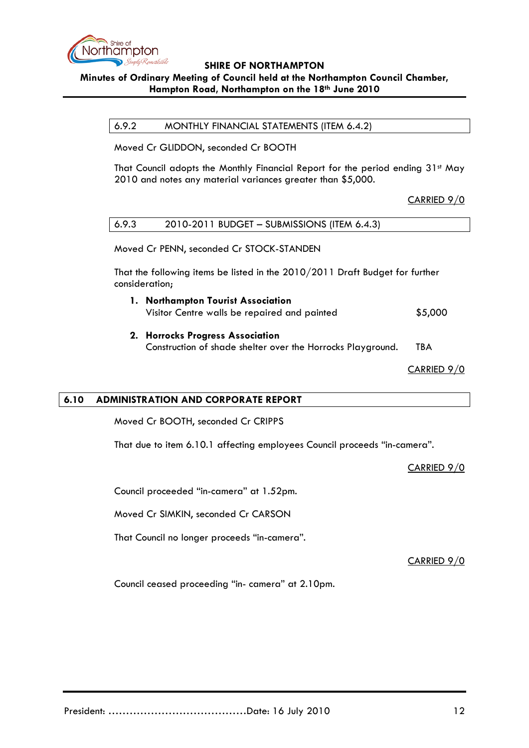### 6.9.2 MONTHLY FINANCIAL STATEMENTS (ITEM 6.4.2)

Moved Cr GLIDDON, seconded Cr BOOTH

That Council adopts the Monthly Financial Report for the period ending 31st May 2010 and notes any material variances greater than $5,000.

CARRIED 9/0

### 6.9.3 2010-2011 BUDGET – SUBMISSIONS (ITEM 6.4.3)

Moved Cr PENN, seconded Cr STOCK-STANDEN

That the following items be listed in the 2010/2011 Draft Budget for further consideration;

1. **Northampton Tourist Association**
   Visitor Centre walls be repaired and painted $5,000

2. **Horrocks Progress Association**
   Construction of shade shelter over the Horrocks Playground. TBA

CARRIED 9/0

## 6.10 ADMINISTRATION AND CORPORATE REPORT

Moved Cr BOOTH, seconded Cr CRIPPS

That due to item 6.10.1 affecting employees Council proceeds "in-camera".

CARRIED 9/0

Council proceeded "in-camera" at 1.52pm.

Moved Cr SIMKIN, seconded Cr CARSON

That Council no longer proceeds "in-camera".

CARRIED 9/0

Council ceased proceeding "in- camera" at 2.10pm.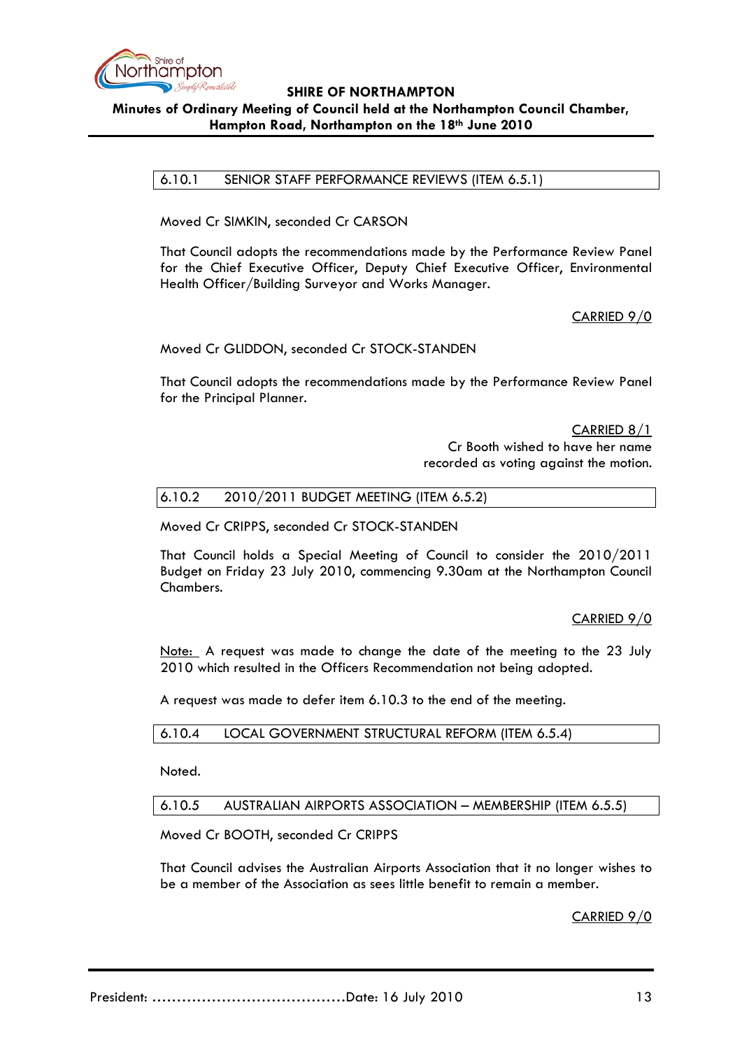### 6.10.1 SENIOR STAFF PERFORMANCE REVIEWS (ITEM 6.5.1)

Moved Cr SIMKIN, seconded Cr CARSON

That Council adopts the recommendations made by the Performance Review Panel for the Chief Executive Officer, Deputy Chief Executive Officer, Environmental Health Officer/Building Surveyor and Works Manager.

CARRIED 9/0

Moved Cr GLIDDON, seconded Cr STOCK-STANDEN

That Council adopts the recommendations made by the Performance Review Panel for the Principal Planner.

CARRIED 8/1
Cr Booth wished to have her name recorded as voting against the motion.

### 6.10.2 2010/2011 BUDGET MEETING (ITEM 6.5.2)

Moved Cr CRIPPS, seconded Cr STOCK-STANDEN

That Council holds a Special Meeting of Council to consider the 2010/2011 Budget on Friday 23 July 2010, commencing 9.30am at the Northampton Council Chambers.

CARRIED 9/0

Note: A request was made to change the date of the meeting to the 23 July 2010 which resulted in the Officers Recommendation not being adopted.

A request was made to defer item 6.10.3 to the end of the meeting.

### 6.10.4 LOCAL GOVERNMENT STRUCTURAL REFORM (ITEM 6.5.4)

Noted.

### 6.10.5 AUSTRALIAN AIRPORTS ASSOCIATION – MEMBERSHIP (ITEM 6.5.5)

Moved Cr BOOTH, seconded Cr CRIPPS

That Council advises the Australian Airports Association that it no longer wishes to be a member of the Association as sees little benefit to remain a member.

CARRIED 9/0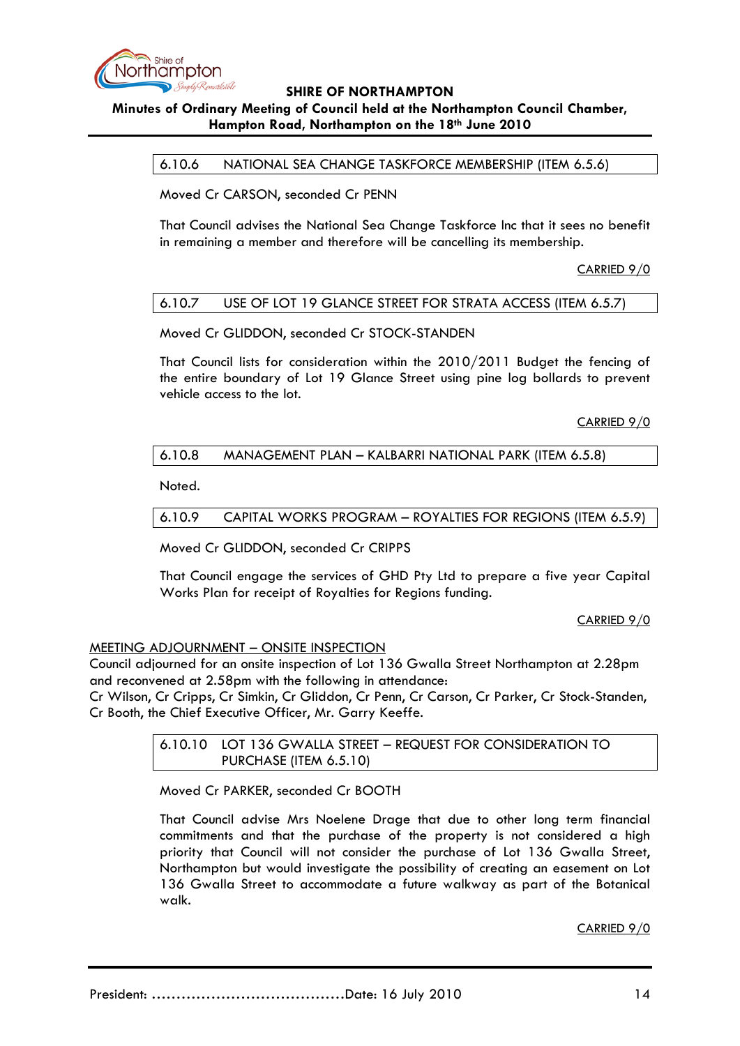### 6.10.6 NATIONAL SEA CHANGE TASKFORCE MEMBERSHIP (ITEM 6.5.6)

Moved Cr CARSON, seconded Cr PENN

That Council advises the National Sea Change Taskforce Inc that it sees no benefit in remaining a member and therefore will be cancelling its membership.

CARRIED 9/0

### 6.10.7 USE OF LOT 19 GLANCE STREET FOR STRATA ACCESS (ITEM 6.5.7)

Moved Cr GLIDDON, seconded Cr STOCK-STANDEN

That Council lists for consideration within the 2010/2011 Budget the fencing of the entire boundary of Lot 19 Glance Street using pine log bollards to prevent vehicle access to the lot.

CARRIED 9/0

### 6.10.8 MANAGEMENT PLAN – KALBARRI NATIONAL PARK (ITEM 6.5.8)

Noted.

### 6.10.9 CAPITAL WORKS PROGRAM – ROYALTIES FOR REGIONS (ITEM 6.5.9)

Moved Cr GLIDDON, seconded Cr CRIPPS

That Council engage the services of GHD Pty Ltd to prepare a five year Capital Works Plan for receipt of Royalties for Regions funding.

CARRIED 9/0

MEETING ADJOURNMENT – ONSITE INSPECTION

Council adjourned for an onsite inspection of Lot 136 Gwalla Street Northampton at 2.28pm and reconvened at 2.58pm with the following in attendance:

Cr Wilson, Cr Cripps, Cr Simkin, Cr Gliddon, Cr Penn, Cr Carson, Cr Parker, Cr Stock-Standen, Cr Booth, the Chief Executive Officer, Mr. Garry Keeffe.

### 6.10.10 LOT 136 GWALLA STREET – REQUEST FOR CONSIDERATION TO PURCHASE (ITEM 6.5.10)

Moved Cr PARKER, seconded Cr BOOTH

That Council advise Mrs Noelene Drage that due to other long term financial commitments and that the purchase of the property is not considered a high priority that Council will not consider the purchase of Lot 136 Gwalla Street, Northampton but would investigate the possibility of creating an easement on Lot 136 Gwalla Street to accommodate a future walkway as part of the Botanical walk.

CARRIED 9/0

President: ......................................Date: 16 July 2010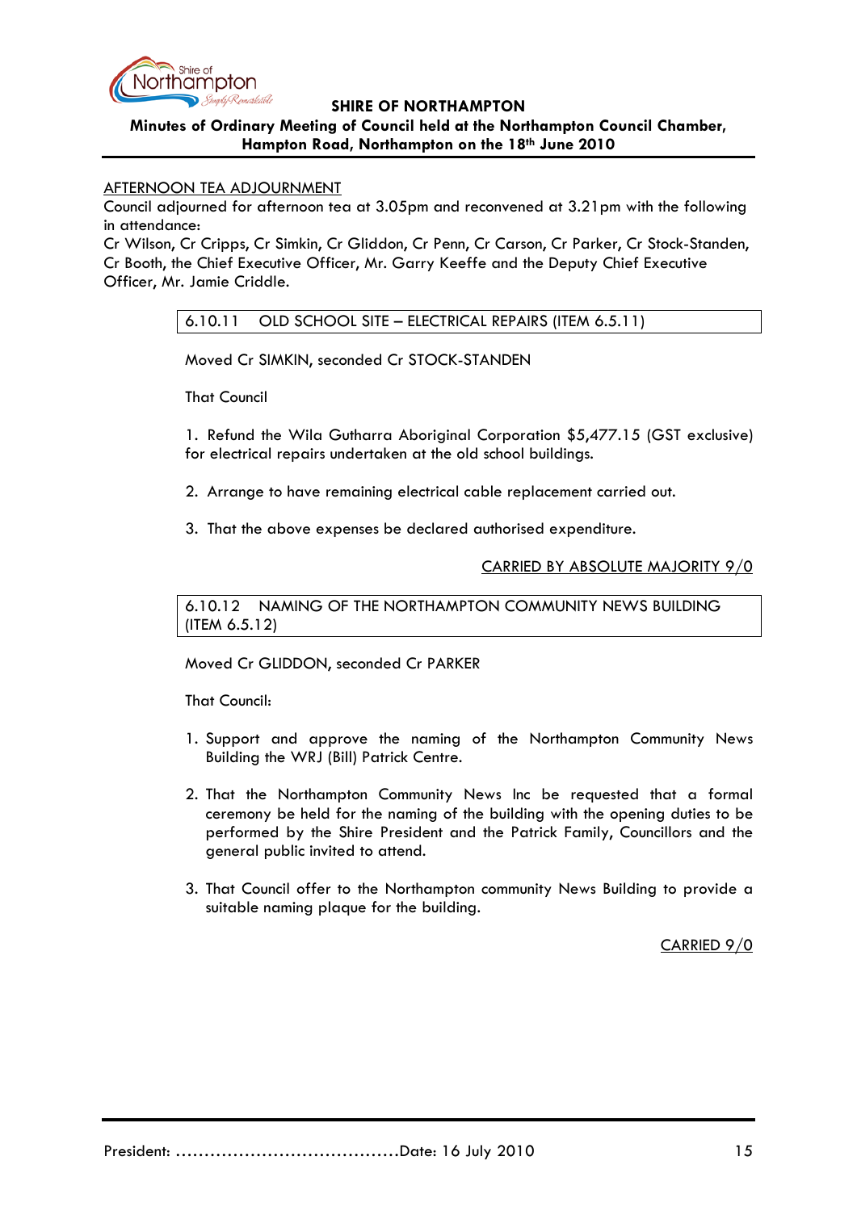AFTERNOON TEA ADJOURNMENT

Council adjourned for afternoon tea at 3.05pm and reconvened at 3.21pm with the following in attendance:

Cr Wilson, Cr Cripps, Cr Simkin, Cr Gliddon, Cr Penn, Cr Carson, Cr Parker, Cr Stock-Standen, Cr Booth, the Chief Executive Officer, Mr. Garry Keeffe and the Deputy Chief Executive Officer, Mr. Jamie Criddle.

### 6.10.11 OLD SCHOOL SITE – ELECTRICAL REPAIRS (ITEM 6.5.11)

Moved Cr SIMKIN, seconded Cr STOCK-STANDEN

That Council

1. Refund the Wila Gutharra Aboriginal Corporation $5,477.15 (GST exclusive) for electrical repairs undertaken at the old school buildings.

2. Arrange to have remaining electrical cable replacement carried out.

3. That the above expenses be declared authorised expenditure.

CARRIED BY ABSOLUTE MAJORITY 9/0

### 6.10.12 NAMING OF THE NORTHAMPTON COMMUNITY NEWS BUILDING (ITEM 6.5.12)

Moved Cr GLIDDON, seconded Cr PARKER

That Council:

1. Support and approve the naming of the Northampton Community News Building the WRJ (Bill) Patrick Centre.

2. That the Northampton Community News Inc be requested that a formal ceremony be held for the naming of the building with the opening duties to be performed by the Shire President and the Patrick Family, Councillors and the general public invited to attend.

3. That Council offer to the Northampton community News Building to provide a suitable naming plaque for the building.

CARRIED 9/0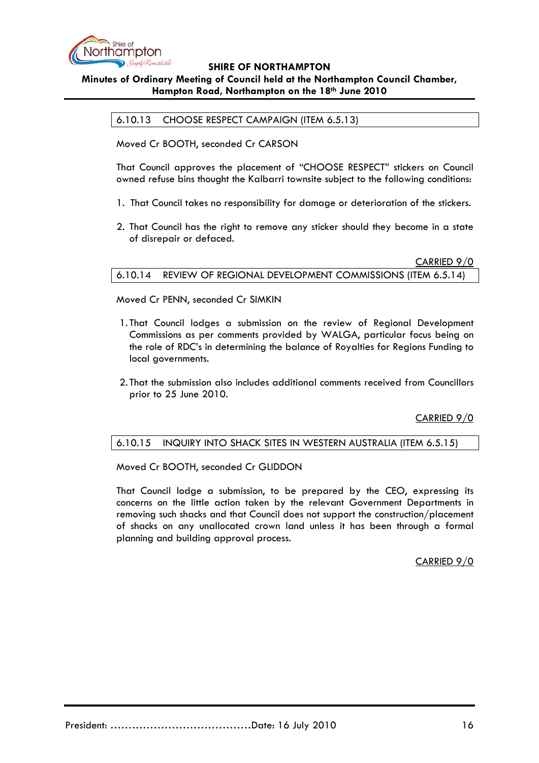## 6.10.13 CHOOSE RESPECT CAMPAIGN (ITEM 6.5.13)

Moved Cr BOOTH, seconded Cr CARSON

That Council approves the placement of "CHOOSE RESPECT" stickers on Council owned refuse bins thought the Kalbarri townsite subject to the following conditions:

1. That Council takes no responsibility for damage or deterioration of the stickers.

2. That Council has the right to remove any sticker should they become in a state of disrepair or defaced.

<u>CARRIED 9/0</u>

## 6.10.14 REVIEW OF REGIONAL DEVELOPMENT COMMISSIONS (ITEM 6.5.14)

Moved Cr PENN, seconded Cr SIMKIN

1. That Council lodges a submission on the review of Regional Development Commissions as per comments provided by WALGA, particular focus being on the role of RDC's in determining the balance of Royalties for Regions Funding to local governments.

2. That the submission also includes additional comments received from Councillors prior to 25 June 2010.

<u>CARRIED 9/0</u>

## 6.10.15 INQUIRY INTO SHACK SITES IN WESTERN AUSTRALIA (ITEM 6.5.15)

Moved Cr BOOTH, seconded Cr GLIDDON

That Council lodge a submission, to be prepared by the CEO, expressing its concerns on the little action taken by the relevant Government Departments in removing such shacks and that Council does not support the construction/placement of shacks on any unallocated crown land unless it has been through a formal planning and building approval process.

<u>CARRIED 9/0</u>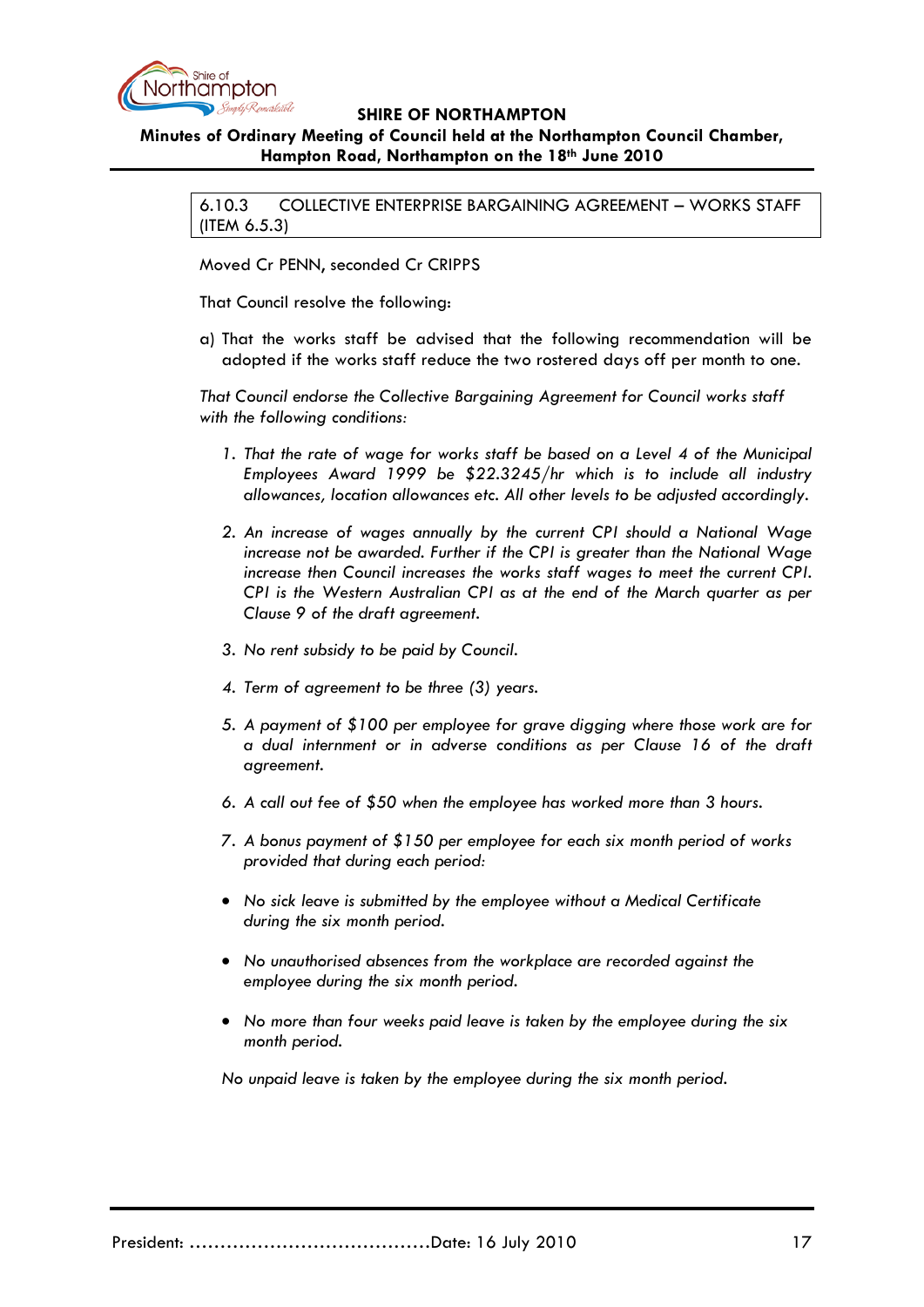**6.10.3 COLLECTIVE ENTERPRISE BARGAINING AGREEMENT – WORKS STAFF (ITEM 6.5.3)**

Moved Cr PENN, seconded Cr CRIPPS

That Council resolve the following:

a) That the works staff be advised that the following recommendation will be adopted if the works staff reduce the two rostered days off per month to one.

*That Council endorse the Collective Bargaining Agreement for Council works staff with the following conditions:*

1. *That the rate of wage for works staff be based on a Level 4 of the Municipal Employees Award 1999 be $22.3245/hr which is to include all industry allowances, location allowances etc. All other levels to be adjusted accordingly.*

2. *An increase of wages annually by the current CPI should a National Wage increase not be awarded. Further if the CPI is greater than the National Wage increase then Council increases the works staff wages to meet the current CPI. CPI is the Western Australian CPI as at the end of the March quarter as per Clause 9 of the draft agreement.*

3. *No rent subsidy to be paid by Council.*

4. *Term of agreement to be three (3) years.*

5. *A payment of $100 per employee for grave digging where those work are for a dual internment or in adverse conditions as per Clause 16 of the draft agreement.*

6. *A call out fee of $50 when the employee has worked more than 3 hours.*

7. *A bonus payment of $150 per employee for each six month period of works provided that during each period:*

- *No sick leave is submitted by the employee without a Medical Certificate during the six month period.*

- *No unauthorised absences from the workplace are recorded against the employee during the six month period.*

- *No more than four weeks paid leave is taken by the employee during the six month period.*

*No unpaid leave is taken by the employee during the six month period.*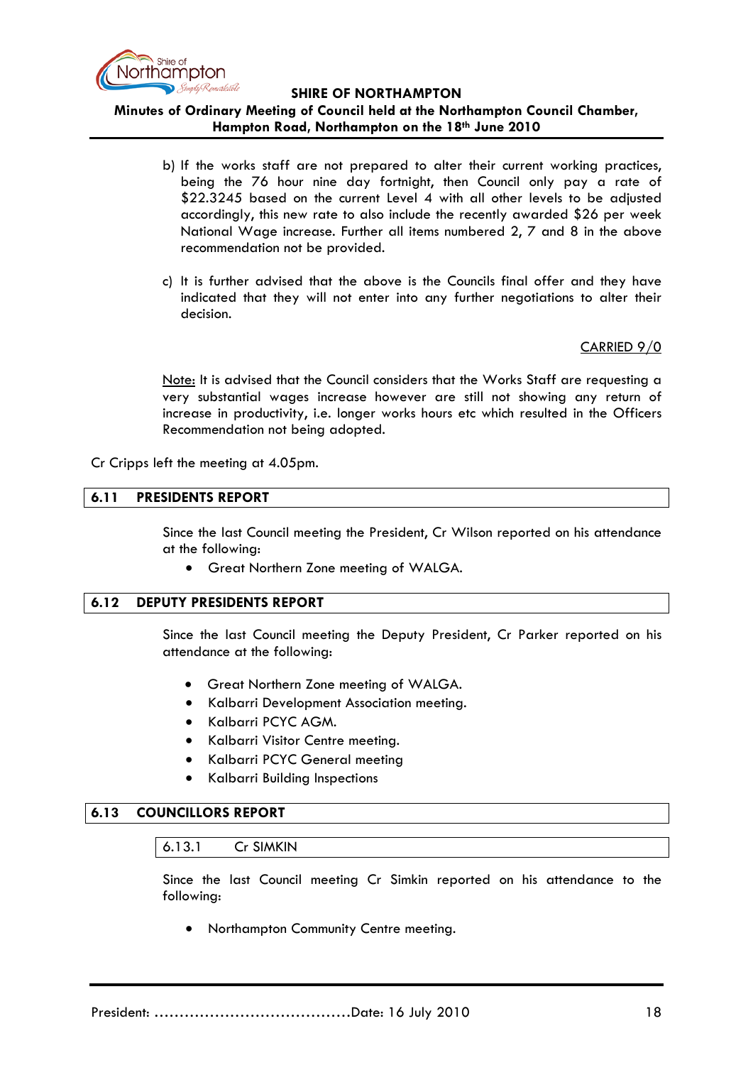b) If the works staff are not prepared to alter their current working practices, being the 76 hour nine day fortnight, then Council only pay a rate of $22.3245 based on the current Level 4 with all other levels to be adjusted accordingly, this new rate to also include the recently awarded $26 per week National Wage increase. Further all items numbered 2, 7 and 8 in the above recommendation not be provided.

c) It is further advised that the above is the Councils final offer and they have indicated that they will not enter into any further negotiations to alter their decision.

CARRIED 9/0

Note: It is advised that the Council considers that the Works Staff are requesting a very substantial wages increase however are still not showing any return of increase in productivity, i.e. longer works hours etc which resulted in the Officers Recommendation not being adopted.

Cr Cripps left the meeting at 4.05pm.

## 6.11 PRESIDENTS REPORT

Since the last Council meeting the President, Cr Wilson reported on his attendance at the following:

- Great Northern Zone meeting of WALGA.

## 6.12 DEPUTY PRESIDENTS REPORT

Since the last Council meeting the Deputy President, Cr Parker reported on his attendance at the following:

- Great Northern Zone meeting of WALGA.
- Kalbarri Development Association meeting.
- Kalbarri PCYC AGM.
- Kalbarri Visitor Centre meeting.
- Kalbarri PCYC General meeting
- Kalbarri Building Inspections

## 6.13 COUNCILLORS REPORT

### 6.13.1 Cr SIMKIN

Since the last Council meeting Cr Simkin reported on his attendance to the following:

- Northampton Community Centre meeting.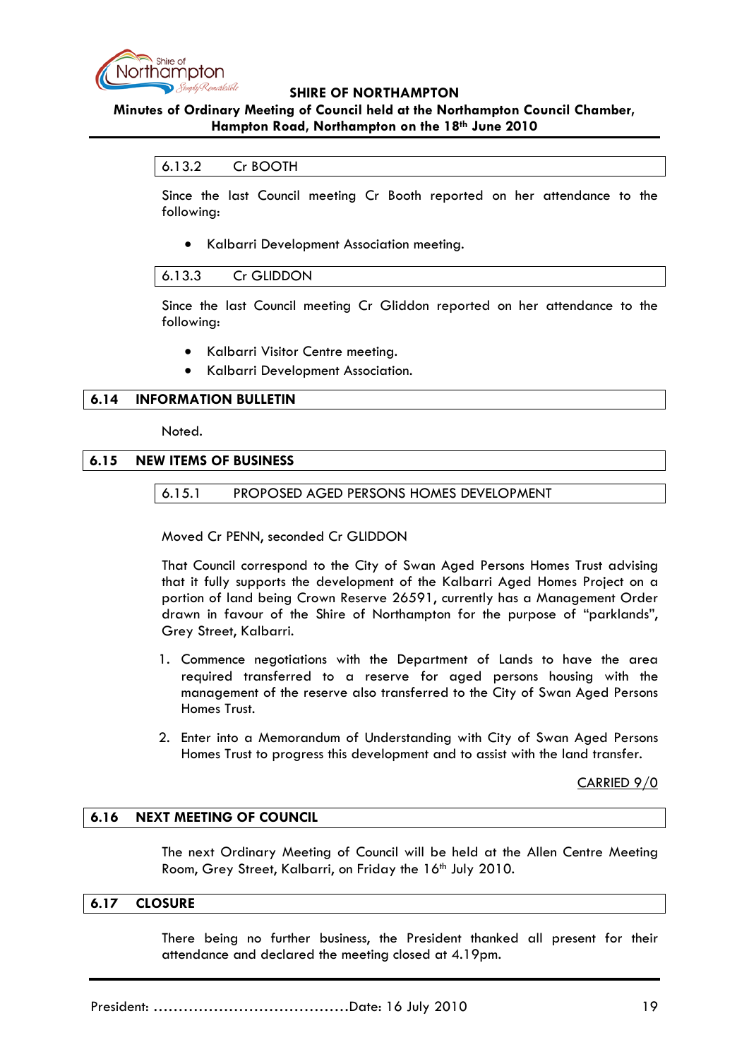#### 6.13.2 Cr BOOTH

Since the last Council meeting Cr Booth reported on her attendance to the following:

- Kalbarri Development Association meeting.

#### 6.13.3 Cr GLIDDON

Since the last Council meeting Cr Gliddon reported on her attendance to the following:

- Kalbarri Visitor Centre meeting.
- Kalbarri Development Association.

### 6.14 INFORMATION BULLETIN

Noted.

### 6.15 NEW ITEMS OF BUSINESS

#### 6.15.1 PROPOSED AGED PERSONS HOMES DEVELOPMENT

Moved Cr PENN, seconded Cr GLIDDON

That Council correspond to the City of Swan Aged Persons Homes Trust advising that it fully supports the development of the Kalbarri Aged Homes Project on a portion of land being Crown Reserve 26591, currently has a Management Order drawn in favour of the Shire of Northampton for the purpose of "parklands", Grey Street, Kalbarri.

1. Commence negotiations with the Department of Lands to have the area required transferred to a reserve for aged persons housing with the management of the reserve also transferred to the City of Swan Aged Persons Homes Trust.

2. Enter into a Memorandum of Understanding with City of Swan Aged Persons Homes Trust to progress this development and to assist with the land transfer.

<u>CARRIED 9/0</u>

### 6.16 NEXT MEETING OF COUNCIL

The next Ordinary Meeting of Council will be held at the Allen Centre Meeting Room, Grey Street, Kalbarri, on Friday the 16th July 2010.

### 6.17 CLOSURE

There being no further business, the President thanked all present for their attendance and declared the meeting closed at 4.19pm.

President: ……………………………………Date: 16 July 2010